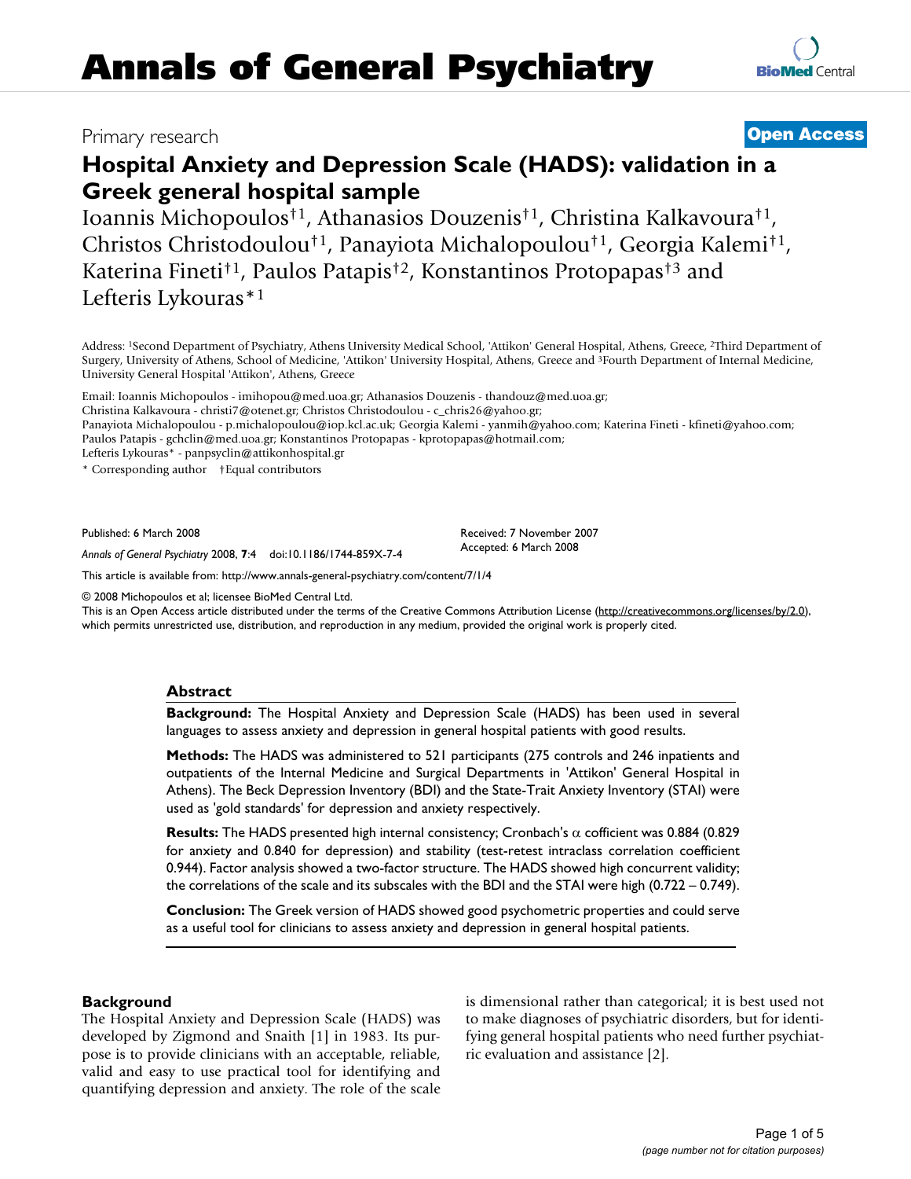Primary research

**Open Access**

# Hospital Anxiety and Depression Scale (HADS): validation in a Greek general hospital sample

Ioannis Michopoulos†[1], Athanasios Douzenis†[1], Christina Kalkavoura†[1], Christos Christodoulou†[1], Panayiota Michalopoulou†[1], Georgia Kalemi†[1], Katerina Fineti†[1], Paulos Patapis†[2], Konstantinos Protopapas†[3] and Lefteris Lykouras*[1]

Address: [1]Second Department of Psychiatry, Athens University Medical School, 'Attikon' General Hospital, Athens, Greece, [2]Third Department of Surgery, University of Athens, School of Medicine, 'Attikon' University Hospital, Athens, Greece and [3]Fourth Department of Internal Medicine, University General Hospital 'Attikon', Athens, Greece

Email: Ioannis Michopoulos - imihopou@med.uoa.gr; Athanasios Douzenis - thandouz@med.uoa.gr; Christina Kalkavoura - christi7@otenet.gr; Christos Christodoulou - c_chris26@yahoo.gr; Panayiota Michalopoulou - p.michalopoulou@iop.kcl.ac.uk; Georgia Kalemi - yanmih@yahoo.com; Katerina Fineti - kfineti@yahoo.com; Paulos Patapis - gchclin@med.uoa.gr; Konstantinos Protopapas - kprotopapas@hotmail.com; Lefteris Lykouras* - panpsyclin@attikonhospital.gr

\* Corresponding author †Equal contributors

Published: 6 March 2008

*Annals of General Psychiatry* 2008, **7**:4 doi:10.1186/1744-859X-7-4

Received: 7 November 2007
Accepted: 6 March 2008

This article is available from: http://www.annals-general-psychiatry.com/content/7/1/4

© 2008 Michopoulos et al; licensee BioMed Central Ltd.
This is an Open Access article distributed under the terms of the Creative Commons Attribution License (http://creativecommons.org/licenses/by/2.0), which permits unrestricted use, distribution, and reproduction in any medium, provided the original work is properly cited.

## Abstract

**Background:** The Hospital Anxiety and Depression Scale (HADS) has been used in several languages to assess anxiety and depression in general hospital patients with good results.

**Methods:** The HADS was administered to 521 participants (275 controls and 246 inpatients and outpatients of the Internal Medicine and Surgical Departments in 'Attikon' General Hospital in Athens). The Beck Depression Inventory (BDI) and the State-Trait Anxiety Inventory (STAI) were used as 'gold standards' for depression and anxiety respectively.

**Results:** The HADS presented high internal consistency; Cronbach's $\alpha$ cofficient was 0.884 (0.829 for anxiety and 0.840 for depression) and stability (test-retest intraclass correlation coefficient 0.944). Factor analysis showed a two-factor structure. The HADS showed high concurrent validity; the correlations of the scale and its subscales with the BDI and the STAI were high (0.722 – 0.749).

**Conclusion:** The Greek version of HADS showed good psychometric properties and could serve as a useful tool for clinicians to assess anxiety and depression in general hospital patients.

## Background

The Hospital Anxiety and Depression Scale (HADS) was developed by Zigmond and Snaith [1] in 1983. Its purpose is to provide clinicians with an acceptable, reliable, valid and easy to use practical tool for identifying and quantifying depression and anxiety. The role of the scale is dimensional rather than categorical; it is best used not to make diagnoses of psychiatric disorders, but for identifying general hospital patients who need further psychiatric evaluation and assistance [2].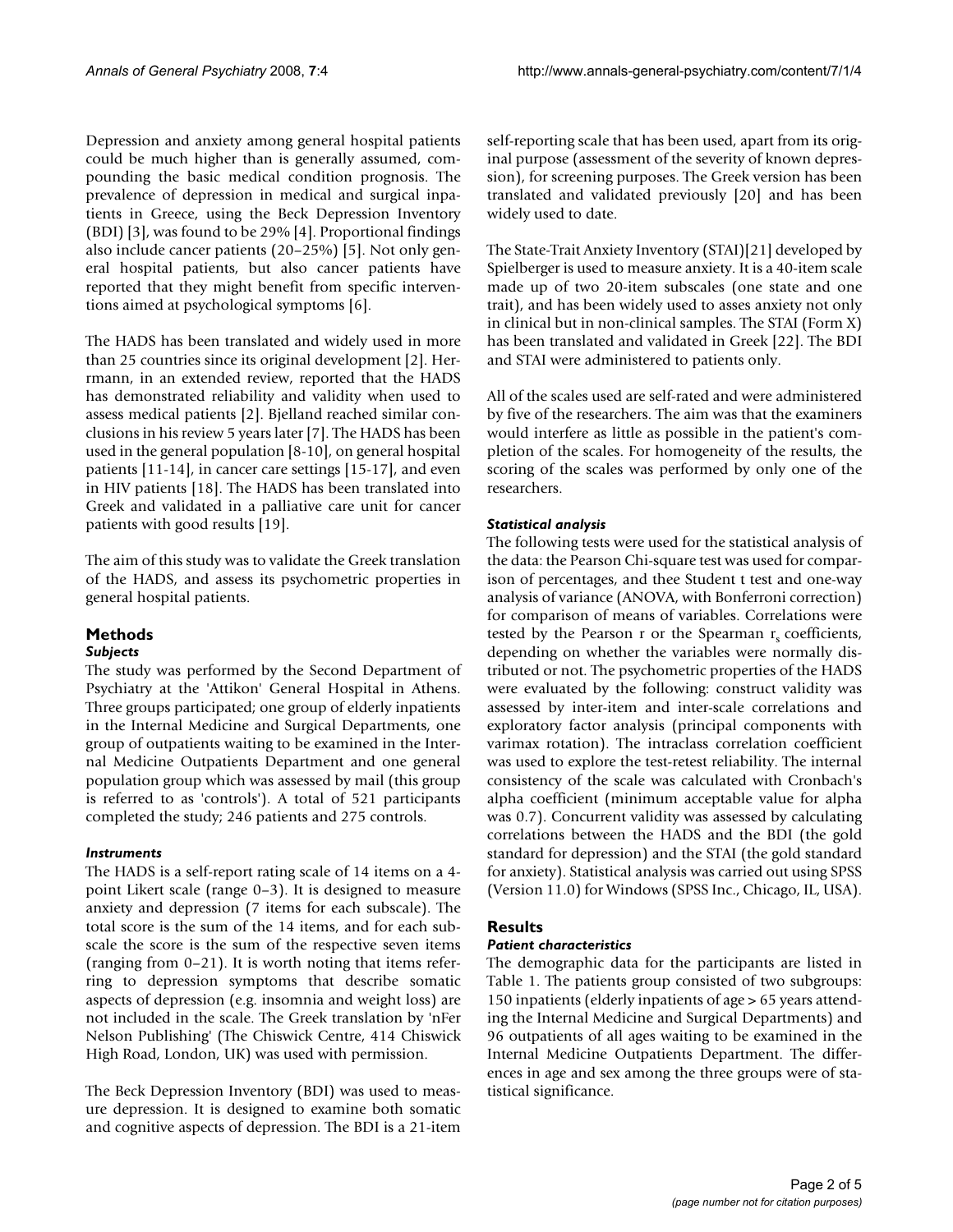Depression and anxiety among general hospital patients could be much higher than is generally assumed, compounding the basic medical condition prognosis. The prevalence of depression in medical and surgical inpatients in Greece, using the Beck Depression Inventory (BDI) [3], was found to be 29% [4]. Proportional findings also include cancer patients (20–25%) [5]. Not only general hospital patients, but also cancer patients have reported that they might benefit from specific interventions aimed at psychological symptoms [6].

The HADS has been translated and widely used in more than 25 countries since its original development [2]. Herrmann, in an extended review, reported that the HADS has demonstrated reliability and validity when used to assess medical patients [2]. Bjelland reached similar conclusions in his review 5 years later [7]. The HADS has been used in the general population [8-10], on general hospital patients [11-14], in cancer care settings [15-17], and even in HIV patients [18]. The HADS has been translated into Greek and validated in a palliative care unit for cancer patients with good results [19].

The aim of this study was to validate the Greek translation of the HADS, and assess its psychometric properties in general hospital patients.

## Methods

### *Subjects*

The study was performed by the Second Department of Psychiatry at the 'Attikon' General Hospital in Athens. Three groups participated; one group of elderly inpatients in the Internal Medicine and Surgical Departments, one group of outpatients waiting to be examined in the Internal Medicine Outpatients Department and one general population group which was assessed by mail (this group is referred to as 'controls'). A total of 521 participants completed the study; 246 patients and 275 controls.

### *Instruments*

The HADS is a self-report rating scale of 14 items on a 4-point Likert scale (range 0–3). It is designed to measure anxiety and depression (7 items for each subscale). The total score is the sum of the 14 items, and for each subscale the score is the sum of the respective seven items (ranging from 0–21). It is worth noting that items referring to depression symptoms that describe somatic aspects of depression (e.g. insomnia and weight loss) are not included in the scale. The Greek translation by 'nFer Nelson Publishing' (The Chiswick Centre, 414 Chiswick High Road, London, UK) was used with permission.

The Beck Depression Inventory (BDI) was used to measure depression. It is designed to examine both somatic and cognitive aspects of depression. The BDI is a 21-item self-reporting scale that has been used, apart from its original purpose (assessment of the severity of known depression), for screening purposes. The Greek version has been translated and validated previously [20] and has been widely used to date.

The State-Trait Anxiety Inventory (STAI)[21] developed by Spielberger is used to measure anxiety. It is a 40-item scale made up of two 20-item subscales (one state and one trait), and has been widely used to asses anxiety not only in clinical but in non-clinical samples. The STAI (Form X) has been translated and validated in Greek [22]. The BDI and STAI were administered to patients only.

All of the scales used are self-rated and were administered by five of the researchers. The aim was that the examiners would interfere as little as possible in the patient's completion of the scales. For homogeneity of the results, the scoring of the scales was performed by only one of the researchers.

### *Statistical analysis*

The following tests were used for the statistical analysis of the data: the Pearson Chi-square test was used for comparison of percentages, and thee Student t test and one-way analysis of variance (ANOVA, with Bonferroni correction) for comparison of means of variables. Correlations were tested by the Pearson r or the Spearman $r_s$ coefficients, depending on whether the variables were normally distributed or not. The psychometric properties of the HADS were evaluated by the following: construct validity was assessed by inter-item and inter-scale correlations and exploratory factor analysis (principal components with varimax rotation). The intraclass correlation coefficient was used to explore the test-retest reliability. The internal consistency of the scale was calculated with Cronbach's alpha coefficient (minimum acceptable value for alpha was 0.7). Concurrent validity was assessed by calculating correlations between the HADS and the BDI (the gold standard for depression) and the STAI (the gold standard for anxiety). Statistical analysis was carried out using SPSS (Version 11.0) for Windows (SPSS Inc., Chicago, IL, USA).

## Results

### *Patient characteristics*

The demographic data for the participants are listed in Table 1. The patients group consisted of two subgroups: 150 inpatients (elderly inpatients of age > 65 years attending the Internal Medicine and Surgical Departments) and 96 outpatients of all ages waiting to be examined in the Internal Medicine Outpatients Department. The differences in age and sex among the three groups were of statistical significance.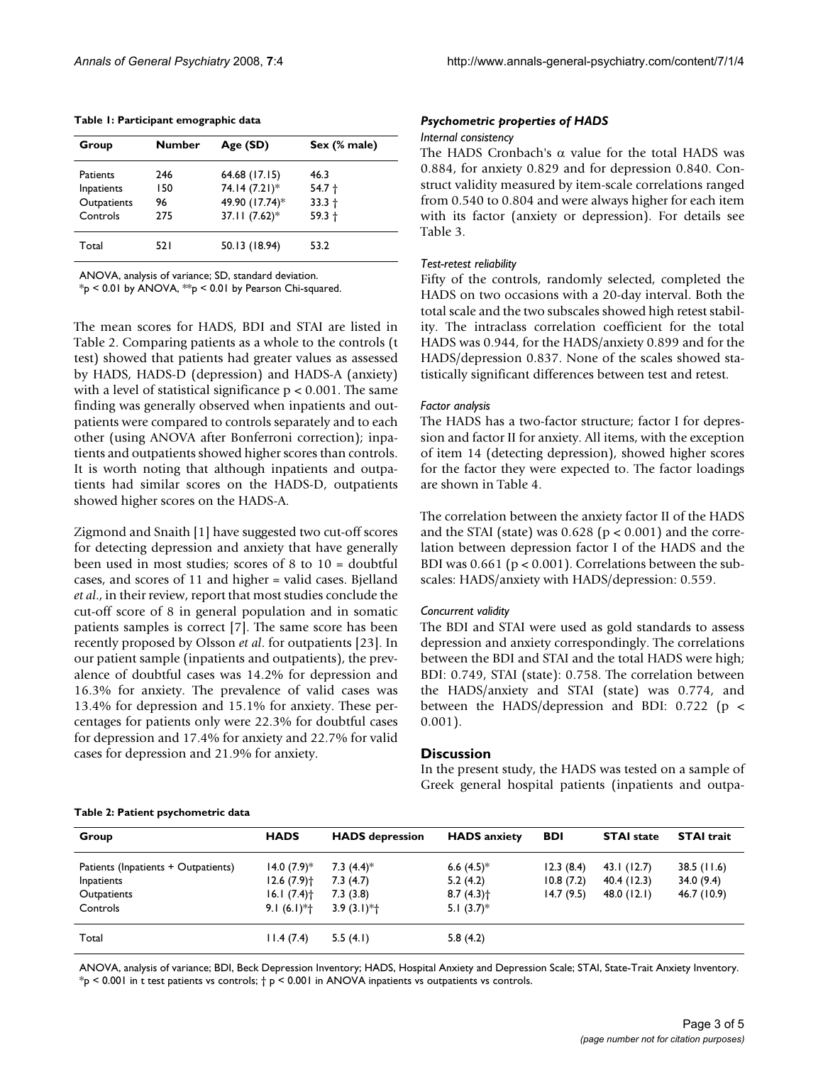**Table 1: Participant emographic data**

| Group | Number | Age (SD) | Sex (% male) |
|---|---|---|---|
| Patients | 246 | 64.68 (17.15) | 46.3 |
| Inpatients | 150 | 74.14 (7.21)* | 54.7 † |
| Outpatients | 96 | 49.90 (17.74)* | 33.3 † |
| Controls | 275 | 37.11 (7.62)* | 59.3 † |
| Total | 521 | 50.13 (18.94) | 53.2 |

ANOVA, analysis of variance; SD, standard deviation.
*p < 0.01 by ANOVA, **p < 0.01 by Pearson Chi-squared.

The mean scores for HADS, BDI and STAI are listed in Table 2. Comparing patients as a whole to the controls (t test) showed that patients had greater values as assessed by HADS, HADS-D (depression) and HADS-A (anxiety) with a level of statistical significance $p < 0.001$. The same finding was generally observed when inpatients and outpatients were compared to controls separately and to each other (using ANOVA after Bonferroni correction); inpatients and outpatients showed higher scores than controls. It is worth noting that although inpatients and outpatients had similar scores on the HADS-D, outpatients showed higher scores on the HADS-A.

Zigmond and Snaith [1] have suggested two cut-off scores for detecting depression and anxiety that have generally been used in most studies; scores of 8 to 10 = doubtful cases, and scores of 11 and higher = valid cases. Bjelland *et al*., in their review, report that most studies conclude the cut-off score of 8 in general population and in somatic patients samples is correct [7]. The same score has been recently proposed by Olsson *et al*. for outpatients [23]. In our patient sample (inpatients and outpatients), the prevalence of doubtful cases was 14.2% for depression and 16.3% for anxiety. The prevalence of valid cases was 13.4% for depression and 15.1% for anxiety. These percentages for patients only were 22.3% for doubtful cases for depression and 17.4% for anxiety and 22.7% for valid cases for depression and 21.9% for anxiety.

### *Psychometric properties of HADS*

*Internal consistency*

The HADS Cronbach's $\alpha$ value for the total HADS was 0.884, for anxiety 0.829 and for depression 0.840. Construct validity measured by item-scale correlations ranged from 0.540 to 0.804 and were always higher for each item with its factor (anxiety or depression). For details see Table 3.

*Test-retest reliability*

Fifty of the controls, randomly selected, completed the HADS on two occasions with a 20-day interval. Both the total scale and the two subscales showed high retest stability. The intraclass correlation coefficient for the total HADS was 0.944, for the HADS/anxiety 0.899 and for the HADS/depression 0.837. None of the scales showed statistically significant differences between test and retest.

*Factor analysis*

The HADS has a two-factor structure; factor I for depression and factor II for anxiety. All items, with the exception of item 14 (detecting depression), showed higher scores for the factor they were expected to. The factor loadings are shown in Table 4.

The correlation between the anxiety factor II of the HADS and the STAI (state) was 0.628 ($p < 0.001$) and the correlation between depression factor I of the HADS and the BDI was 0.661 ($p < 0.001$). Correlations between the subscales: HADS/anxiety with HADS/depression: 0.559.

*Concurrent validity*

The BDI and STAI were used as gold standards to assess depression and anxiety correspondingly. The correlations between the BDI and STAI and the total HADS were high; BDI: 0.749, STAI (state): 0.758. The correlation between the HADS/anxiety and STAI (state) was 0.774, and between the HADS/depression and BDI: 0.722 ($p < 0.001$).

## Discussion

In the present study, the HADS was tested on a sample of Greek general hospital patients (inpatients and outpa-

**Table 2: Patient psychometric data**

| Group | HADS | HADS depression | HADS anxiety | BDI | STAI state | STAI trait |
|---|---|---|---|---|---|---|
| Patients (Inpatients + Outpatients) | 14.0 (7.9)* | 7.3 (4.4)* | 6.6 (4.5)* | 12.3 (8.4) | 43.1 (12.7) | 38.5 (11.6) |
| Inpatients | 12.6 (7.9)† | 7.3 (4.7) | 5.2 (4.2) | 10.8 (7.2) | 40.4 (12.3) | 34.0 (9.4) |
| Outpatients | 16.1 (7.4)† | 7.3 (3.8) | 8.7 (4.3)† | 14.7 (9.5) | 48.0 (12.1) | 46.7 (10.9) |
| Controls | 9.1 (6.1)*† | 3.9 (3.1)*† | 5.1 (3.7)* | | | |
| Total | 11.4 (7.4) | 5.5 (4.1) | 5.8 (4.2) | | | |

ANOVA, analysis of variance; BDI, Beck Depression Inventory; HADS, Hospital Anxiety and Depression Scale; STAI, State-Trait Anxiety Inventory.
*p < 0.001 in t test patients vs controls; † p < 0.001 in ANOVA inpatients vs outpatients vs controls.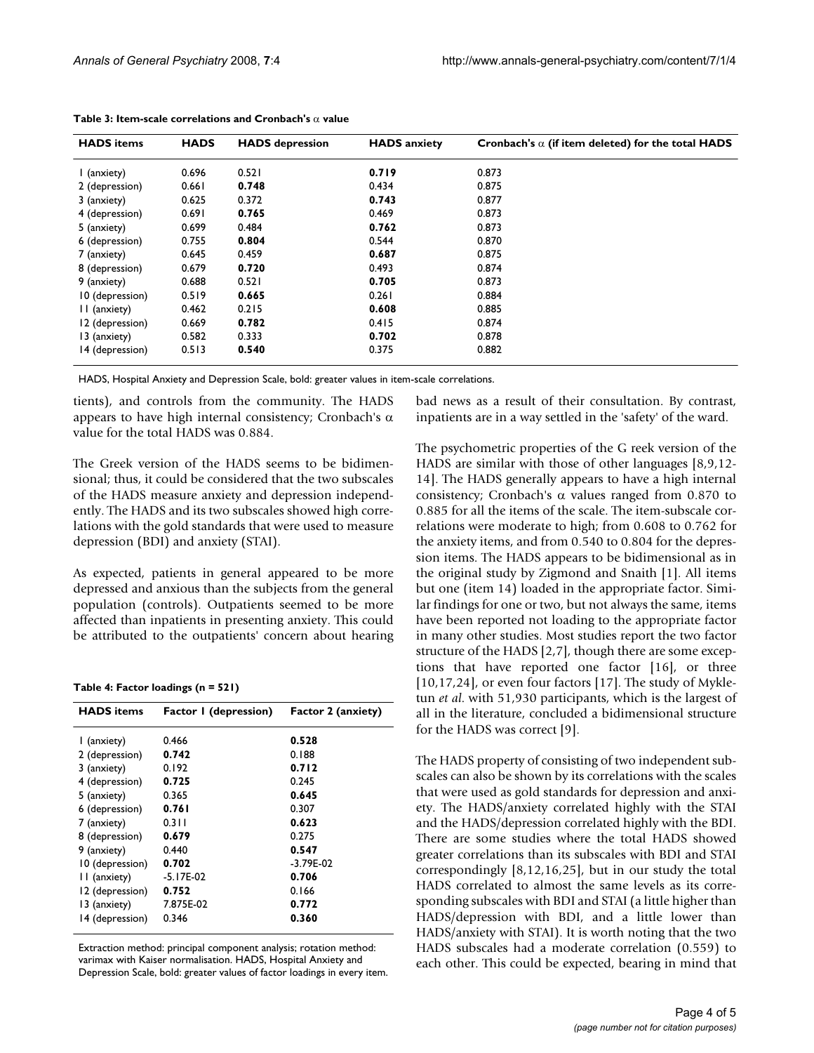**Table 3: Item-scale correlations and Cronbach's α value**

| HADS items | HADS | HADS depression | HADS anxiety | Cronbach's α (if item deleted) for the total HADS |
|---|---|---|---|---|
| 1 (anxiety) | 0.696 | 0.521 | **0.719** | 0.873 |
| 2 (depression) | 0.661 | **0.748** | 0.434 | 0.875 |
| 3 (anxiety) | 0.625 | 0.372 | **0.743** | 0.877 |
| 4 (depression) | 0.691 | **0.765** | 0.469 | 0.873 |
| 5 (anxiety) | 0.699 | 0.484 | **0.762** | 0.873 |
| 6 (depression) | 0.755 | **0.804** | 0.544 | 0.870 |
| 7 (anxiety) | 0.645 | 0.459 | **0.687** | 0.875 |
| 8 (depression) | 0.679 | **0.720** | 0.493 | 0.874 |
| 9 (anxiety) | 0.688 | 0.521 | **0.705** | 0.873 |
| 10 (depression) | 0.519 | **0.665** | 0.261 | 0.884 |
| 11 (anxiety) | 0.462 | 0.215 | **0.608** | 0.885 |
| 12 (depression) | 0.669 | **0.782** | 0.415 | 0.874 |
| 13 (anxiety) | 0.582 | 0.333 | **0.702** | 0.878 |
| 14 (depression) | 0.513 | **0.540** | 0.375 | 0.882 |

HADS, Hospital Anxiety and Depression Scale, bold: greater values in item-scale correlations.

tients), and controls from the community. The HADS appears to have high internal consistency; Cronbach's α value for the total HADS was 0.884.

The Greek version of the HADS seems to be bidimensional; thus, it could be considered that the two subscales of the HADS measure anxiety and depression independently. The HADS and its two subscales showed high correlations with the gold standards that were used to measure depression (BDI) and anxiety (STAI).

As expected, patients in general appeared to be more depressed and anxious than the subjects from the general population (controls). Outpatients seemed to be more affected than inpatients in presenting anxiety. This could be attributed to the outpatients' concern about hearing bad news as a result of their consultation. By contrast, inpatients are in a way settled in the 'safety' of the ward.

**Table 4: Factor loadings (n = 521)**

| HADS items | Factor 1 (depression) | Factor 2 (anxiety) |
|---|---|---|
| 1 (anxiety) | 0.466 | **0.528** |
| 2 (depression) | **0.742** | 0.188 |
| 3 (anxiety) | 0.192 | **0.712** |
| 4 (depression) | **0.725** | 0.245 |
| 5 (anxiety) | 0.365 | **0.645** |
| 6 (depression) | **0.761** | 0.307 |
| 7 (anxiety) | 0.311 | **0.623** |
| 8 (depression) | **0.679** | 0.275 |
| 9 (anxiety) | 0.440 | **0.547** |
| 10 (depression) | **0.702** | -3.79E-02 |
| 11 (anxiety) | -5.17E-02 | **0.706** |
| 12 (depression) | **0.752** | 0.166 |
| 13 (anxiety) | 7.875E-02 | **0.772** |
| 14 (depression) | 0.346 | **0.360** |

Extraction method: principal component analysis; rotation method: varimax with Kaiser normalisation. HADS, Hospital Anxiety and Depression Scale, bold: greater values of factor loadings in every item.

The psychometric properties of the G reek version of the HADS are similar with those of other languages [8,9,12-14]. The HADS generally appears to have a high internal consistency; Cronbach's α values ranged from 0.870 to 0.885 for all the items of the scale. The item-subscale correlations were moderate to high; from 0.608 to 0.762 for the anxiety items, and from 0.540 to 0.804 for the depression items. The HADS appears to be bidimensional as in the original study by Zigmond and Snaith [1]. All items but one (item 14) loaded in the appropriate factor. Similar findings for one or two, but not always the same, items have been reported not loading to the appropriate factor in many other studies. Most studies report the two factor structure of the HADS [2,7], though there are some exceptions that have reported one factor [16], or three [10,17,24], or even four factors [17]. The study of Mykletun *et al*. with 51,930 participants, which is the largest of all in the literature, concluded a bidimensional structure for the HADS was correct [9].

The HADS property of consisting of two independent subscales can also be shown by its correlations with the scales that were used as gold standards for depression and anxiety. The HADS/anxiety correlated highly with the STAI and the HADS/depression correlated highly with the BDI. There are some studies where the total HADS showed greater correlations than its subscales with BDI and STAI correspondingly [8,12,16,25], but in our study the total HADS correlated to almost the same levels as its corresponding subscales with BDI and STAI (a little higher than HADS/depression with BDI, and a little lower than HADS/anxiety with STAI). It is worth noting that the two HADS subscales had a moderate correlation (0.559) to each other. This could be expected, bearing in mind that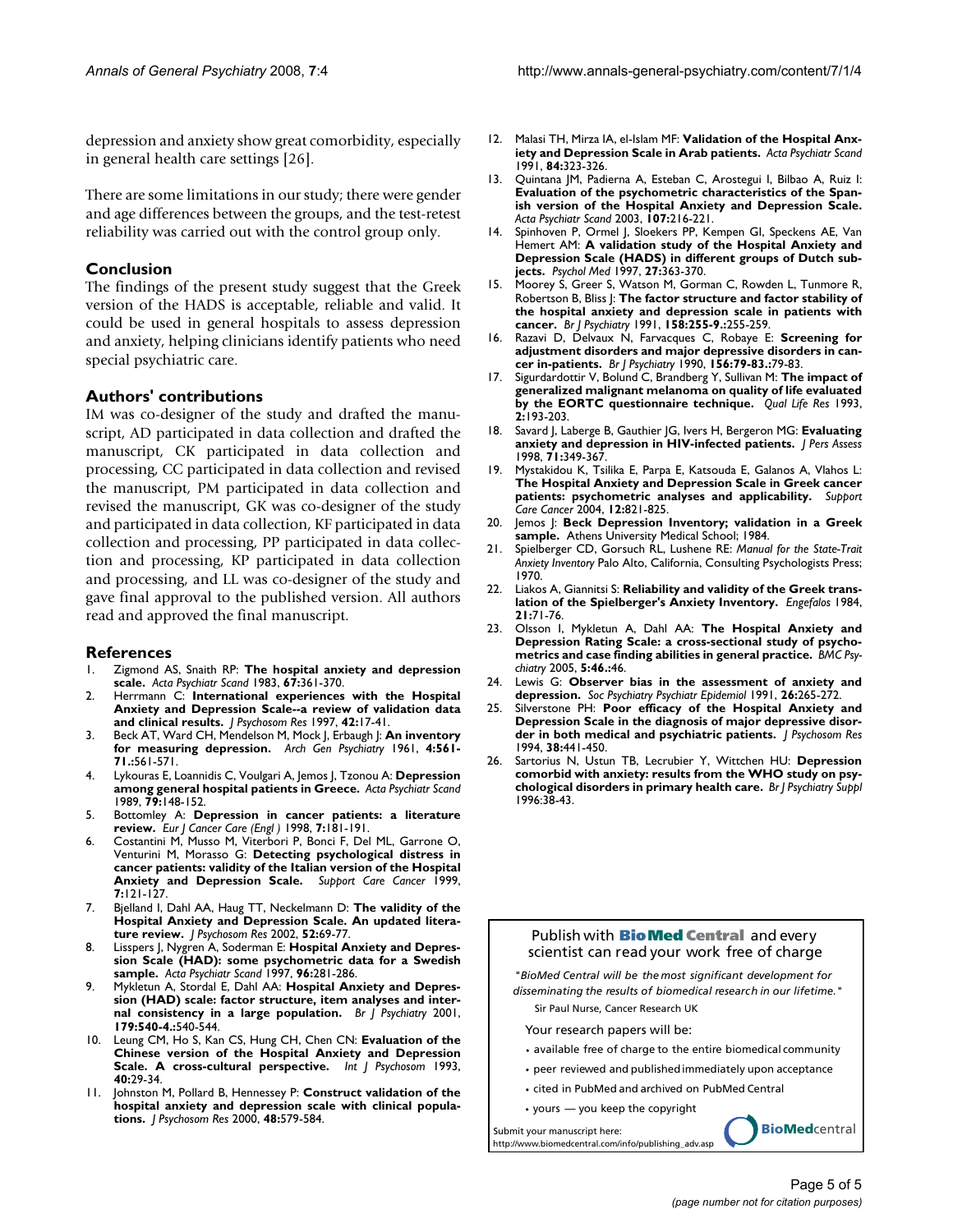depression and anxiety show great comorbidity, especially in general health care settings [26].

There are some limitations in our study; there were gender and age differences between the groups, and the test-retest reliability was carried out with the control group only.

## Conclusion

The findings of the present study suggest that the Greek version of the HADS is acceptable, reliable and valid. It could be used in general hospitals to assess depression and anxiety, helping clinicians identify patients who need special psychiatric care.

## Authors' contributions

IM was co-designer of the study and drafted the manuscript, AD participated in data collection and drafted the manuscript, CK participated in data collection and processing, CC participated in data collection and revised the manuscript, PM participated in data collection and revised the manuscript, GK was co-designer of the study and participated in data collection, KF participated in data collection and processing, PP participated in data collection and processing, KP participated in data collection and processing, and LL was co-designer of the study and gave final approval to the published version. All authors read and approved the final manuscript.

## References

1. Zigmond AS, Snaith RP: **The hospital anxiety and depression scale.** *Acta Psychiatr Scand* 1983, **67:**361-370.
2. Herrmann C: **International experiences with the Hospital Anxiety and Depression Scale--a review of validation data and clinical results.** *J Psychosom Res* 1997, **42:**17-41.
3. Beck AT, Ward CH, Mendelson M, Mock J, Erbaugh J: **An inventory for measuring depression.** *Arch Gen Psychiatry* 1961, **4:561-71.:**561-571.
4. Lykouras E, Loannidis C, Voulgari A, Jemos J, Tzonou A: **Depression among general hospital patients in Greece.** *Acta Psychiatr Scand* 1989, **79:**148-152.
5. Bottomley A: **Depression in cancer patients: a literature review.** *Eur J Cancer Care (Engl )* 1998, **7:**181-191.
6. Costantini M, Musso M, Viterbori P, Bonci F, Del ML, Garrone O, Venturini M, Morasso G: **Detecting psychological distress in cancer patients: validity of the Italian version of the Hospital Anxiety and Depression Scale.** *Support Care Cancer* 1999, **7:**121-127.
7. Bjelland I, Dahl AA, Haug TT, Neckelmann D: **The validity of the Hospital Anxiety and Depression Scale. An updated literature review.** *J Psychosom Res* 2002, **52:**69-77.
8. Lisspers J, Nygren A, Soderman E: **Hospital Anxiety and Depression Scale (HAD): some psychometric data for a Swedish sample.** *Acta Psychiatr Scand* 1997, **96:**281-286.
9. Mykletun A, Stordal E, Dahl AA: **Hospital Anxiety and Depression (HAD) scale: factor structure, item analyses and internal consistency in a large population.** *Br J Psychiatry* 2001, **179:540-4.:**540-544.
10. Leung CM, Ho S, Kan CS, Hung CH, Chen CN: **Evaluation of the Chinese version of the Hospital Anxiety and Depression Scale. A cross-cultural perspective.** *Int J Psychosom* 1993, **40:**29-34.
11. Johnston M, Pollard B, Hennessey P: **Construct validation of the hospital anxiety and depression scale with clinical populations.** *J Psychosom Res* 2000, **48:**579-584.
12. Malasi TH, Mirza IA, el-Islam MF: **Validation of the Hospital Anxiety and Depression Scale in Arab patients.** *Acta Psychiatr Scand* 1991, **84:**323-326.
13. Quintana JM, Padierna A, Esteban C, Arostegui I, Bilbao A, Ruiz I: **Evaluation of the psychometric characteristics of the Spanish version of the Hospital Anxiety and Depression Scale.** *Acta Psychiatr Scand* 2003, **107:**216-221.
14. Spinhoven P, Ormel J, Sloekers PP, Kempen GI, Speckens AE, Van Hemert AM: **A validation study of the Hospital Anxiety and Depression Scale (HADS) in different groups of Dutch subjects.** *Psychol Med* 1997, **27:**363-370.
15. Moorey S, Greer S, Watson M, Gorman C, Rowden L, Tunmore R, Robertson B, Bliss J: **The factor structure and factor stability of the hospital anxiety and depression scale in patients with cancer.** *Br J Psychiatry* 1991, **158:255-9.:**255-259.
16. Razavi D, Delvaux N, Farvacques C, Robaye E: **Screening for adjustment disorders and major depressive disorders in cancer in-patients.** *Br J Psychiatry* 1990, **156:79-83.:**79-83.
17. Sigurdardottir V, Bolund C, Brandberg Y, Sullivan M: **The impact of generalized malignant melanoma on quality of life evaluated by the EORTC questionnaire technique.** *Qual Life Res* 1993, **2:**193-203.
18. Savard J, Laberge B, Gauthier JG, Ivers H, Bergeron MG: **Evaluating anxiety and depression in HIV-infected patients.** *J Pers Assess* 1998, **71:**349-367.
19. Mystakidou K, Tsilika E, Parpa E, Katsouda E, Galanos A, Vlahos L: **The Hospital Anxiety and Depression Scale in Greek cancer patients: psychometric analyses and applicability.** *Support Care Cancer* 2004, **12:**821-825.
20. Jemos J: **Beck Depression Inventory; validation in a Greek sample.** Athens University Medical School; 1984.
21. Spielberger CD, Gorsuch RL, Lushene RE: *Manual for the State-Trait Anxiety Inventory* Palo Alto, California, Consulting Psychologists Press; 1970.
22. Liakos A, Giannitsi S: **Reliability and validity of the Greek translation of the Spielberger's Anxiety Inventory.** *Engefalos* 1984, **21:**71-76.
23. Olsson I, Mykletun A, Dahl AA: **The Hospital Anxiety and Depression Rating Scale: a cross-sectional study of psychometrics and case finding abilities in general practice.** *BMC Psychiatry* 2005, **5:46.:**46.
24. Lewis G: **Observer bias in the assessment of anxiety and depression.** *Soc Psychiatry Psychiatr Epidemiol* 1991, **26:**265-272.
25. Silverstone PH: **Poor efficacy of the Hospital Anxiety and Depression Scale in the diagnosis of major depressive disorder in both medical and psychiatric patients.** *J Psychosom Res* 1994, **38:**441-450.
26. Sartorius N, Ustun TB, Lecrubier Y, Wittchen HU: **Depression comorbid with anxiety: results from the WHO study on psychological disorders in primary health care.** *Br J Psychiatry Suppl* 1996:38-43.

Publish with **BioMed Central** and every scientist can read your work free of charge

*"BioMed Central will be the most significant development for disseminating the results of biomedical research in our lifetime."*
Sir Paul Nurse, Cancer Research UK

Your research papers will be:

- available free of charge to the entire biomedical community
- peer reviewed and published immediately upon acceptance
- cited in PubMed and archived on PubMed Central
- yours — you keep the copyright

Submit your manuscript here:
http://www.biomedcentral.com/info/publishing_adv.asp

BioMedcentral